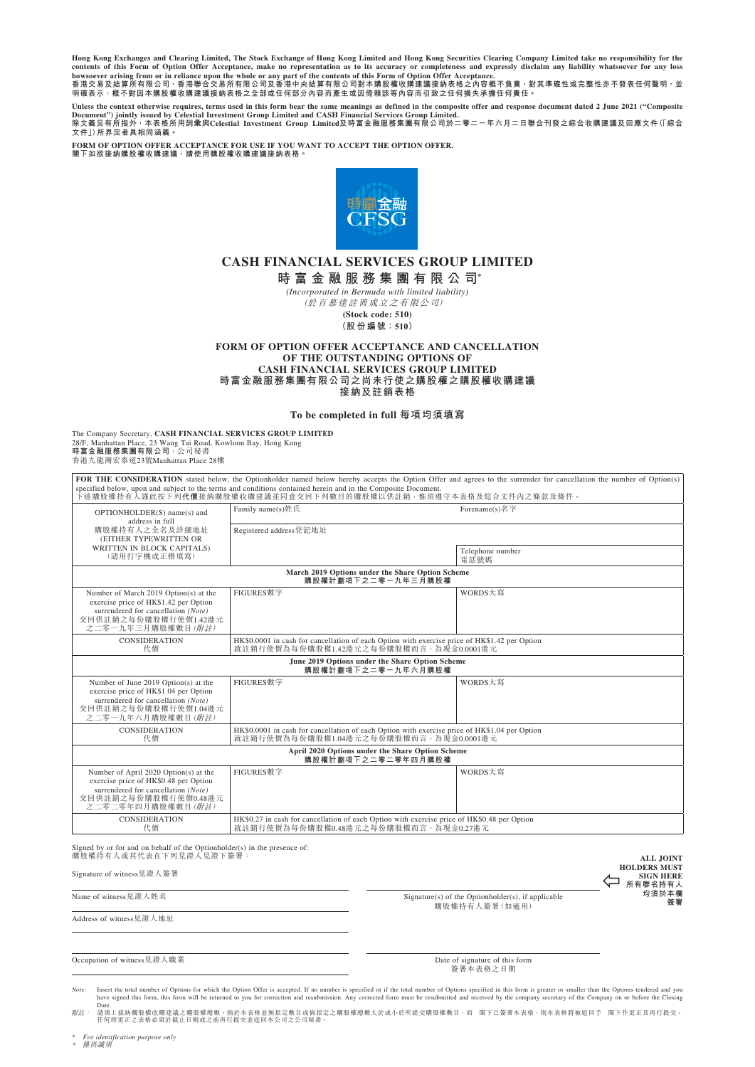**Hong Kong Exchanges and Clearing Limited, The Stock Exchange of Hong Kong Limited and Hong Kong Securities Clearing Company Limited take no responsibility for the contents of this Form of Option Offer Acceptance, make no representation as to its accuracy or completeness and expressly disclaim any liability whatsoever for any loss howsoever arising from or in reliance upon the whole or any part of the contents of this Form of Option Offer Acceptance.**
**香港交易及結算所有限公司、香港聯合交易所有限公司及香港中央結算有限公司對本購股權收購建議接納表格之內容概不負責，對其準確性或完整性亦不發表任何聲明，並明確表示，概不對因本購股權收購建議接納表格之全部或任何部分內容而產生或因倚賴該等內容而引致之任何損失承擔任何責任。**

**Unless the context otherwise requires, terms used in this form bear the same meanings as defined in the composite offer and response document dated 2 June 2021 ("Composite Document") jointly issued by Celestial Investment Group Limited and CASH Financial Services Group Limited.**
**除文義另有所指外，本表格所用詞彙與Celestial Investment Group Limited及時富金融服務集團有限公司於二零二一年六月二日聯合刊發之綜合收購建議及回應文件(「綜合文件」)所界定者具相同涵義。**

**FORM OF OPTION OFFER ACCEPTANCE FOR USE IF YOU WANT TO ACCEPT THE OPTION OFFER.**
**閣下如欲接納購股權收購建議，請使用購股權收購建議接納表格。**

# CASH FINANCIAL SERVICES GROUP LIMITED
# 時富金融服務集團有限公司*

*(Incorporated in Bermuda with limited liability)*
*(於百慕達註冊成立之有限公司)*
**(Stock code: 510)**
**(股份編號：510)**

## FORM OF OPTION OFFER ACCEPTANCE AND CANCELLATION OF THE OUTSTANDING OPTIONS OF CASH FINANCIAL SERVICES GROUP LIMITED
## 時富金融服務集團有限公司之尚未行使之購股權之購股權收購建議接納及註銷表格

**To be completed in full 每項均須填寫**

The Company Secretary, **CASH FINANCIAL SERVICES GROUP LIMITED**
28/F, Manhattan Place, 23 Wang Tai Road, Kowloon Bay, Hong Kong
**時富金融服務集團有限公司**，公司秘書
香港九龍灣宏泰道23號Manhattan Place 28樓

**FOR THE CONSIDERATION** stated below, the Optionholder named below hereby accepts the Option Offer and agrees to the surrender for cancellation the number of Option(s) specified below, upon and subject to the terms and conditions contained herein and in the Composite Document.
下述購股權持有人謹此按下列代價接納購股權收購建議並同意交回下列數目的購股權以供註銷，惟須遵守本表格及綜合文件內之條款及條件。

| | | |
|---|---|---|
| OPTIONHOLDER(S) name(s) and address in full<br>購股權持有人之全名及詳細地址<br>(EITHER TYPEWRITTEN OR WRITTEN IN BLOCK CAPITALS)<br>(請用打字機或正楷填寫) | Family name(s)姓氏 | Forename(s)名字 |
| | Registered address登記地址 | |
| | | Telephone number<br>電話號碼 |
| **March 2019 Options under the Share Option Scheme<br>購股權計劃項下之二零一九年三月購股權** | | |
| Number of March 2019 Option(s) at the exercise price of HK$1.42 per Option surrendered for cancellation *(Note)*<br>交回供註銷之每份購股權行使價1.42港元之二零一九年三月購股權數目*(附註)* | FIGURES數字 | WORDS大寫 |
| CONSIDERATION<br>代價 | HK$0.0001 in cash for cancellation of each Option with exercise price of HK$1.42 per Option<br>就註銷行使價為每份購股權1.42港元之每份購股權而言，為現金0.0001港元 | |
| **June 2019 Options under the Share Option Scheme<br>購股權計劃項下之二零一九年六月購股權** | | |
| Number of June 2019 Option(s) at the exercise price of HK$1.04 per Option surrendered for cancellation *(Note)*<br>交回供註銷之每份購股權行使價1.04港元之二零一九年六月購股權數目*(附註)* | FIGURES數字 | WORDS大寫 |
| CONSIDERATION<br>代價 | HK$0.0001 in cash for cancellation of each Option with exercise price of HK$1.04 per Option<br>就註銷行使價為每份購股權1.04港元之每份購股權而言，為現金0.0001港元 | |
| **April 2020 Options under the Share Option Scheme<br>購股權計劃項下之二零二零年四月購股權** | | |
| Number of April 2020 Option(s) at the exercise price of HK$0.48 per Option surrendered for cancellation *(Note)*<br>交回供註銷之每份購股權行使價0.48港元之二零二零年四月購股權數目*(附註)* | FIGURES數字 | WORDS大寫 |
| CONSIDERATION<br>代價 | HK$0.27 in cash for cancellation of each Option with exercise price of HK$0.48 per Option<br>就註銷行使價為每份購股權0.48港元之每份購股權而言，為現金0.27港元 | |

Signed by or for and on behalf of the Optionholder(s) in the presence of:
購股權持有人或其代表在下列見證人見證下簽署：

Signature of witness見證人簽署

Name of witness見證人姓名

Address of witness見證人地址

Occupation of witness見證人職業

Signature(s) of the Optionholder(s), if applicable
購股權持有人簽署(如適用)

**ALL JOINT HOLDERS MUST SIGN HERE**
**所有聯名持有人均須於本欄簽署**

Date of signature of this form
簽署本表格之日期

*Note:* Insert the total number of Options for which the Option Offer is accepted. If no number is specified or if the total number of Options specified in this form is greater or smaller than the Options tendered and you have signed this form, this form will be returned to you for correction and resubmission. Any corrected form must be resubmitted and received by the company secretary of the Company on or before the Closing Date.

*附註：* 請填上接納購股權收購建議之購股權總數。倘於本表格並無指定數目或倘指定之購股權總數大於或小於所提交購股權數目，而閣下已簽署本表格，則本表格將被退回予閣下作更正及再行提交。任何經更正之表格必須於截止日期或之前再行提交並送回本公司之公司秘書。

\* *For identification purpose only*
\* *僅供識別*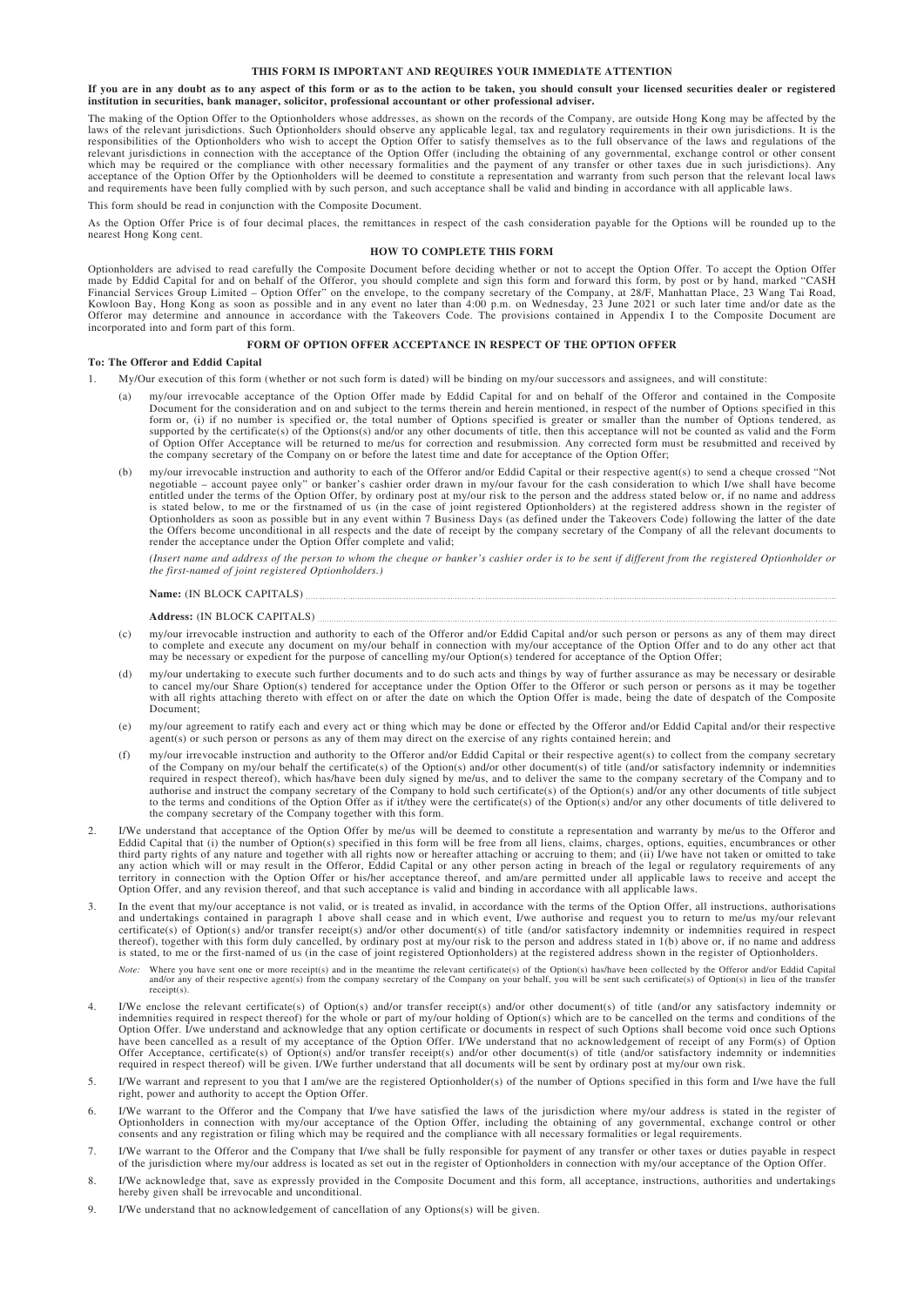**THIS FORM IS IMPORTANT AND REQUIRES YOUR IMMEDIATE ATTENTION**

**If you are in any doubt as to any aspect of this form or as to the action to be taken, you should consult your licensed securities dealer or registered institution in securities, bank manager, solicitor, professional accountant or other professional adviser.**

The making of the Option Offer to the Optionholders whose addresses, as shown on the records of the Company, are outside Hong Kong may be affected by the laws of the relevant jurisdictions. Such Optionholders should observe any applicable legal, tax and regulatory requirements in their own jurisdictions. It is the responsibilities of the Optionholders who wish to accept the Option Offer to satisfy themselves as to the full observance of the laws and regulations of the relevant jurisdictions in connection with the acceptance of the Option Offer (including the obtaining of any governmental, exchange control or other consent which may be required or the compliance with other necessary formalities and the payment of any transfer or other taxes due in such jurisdictions). Any acceptance of the Option Offer by the Optionholders will be deemed to constitute a representation and warranty from such person that the relevant local laws and requirements have been fully complied with by such person, and such acceptance shall be valid and binding in accordance with all applicable laws.

This form should be read in conjunction with the Composite Document.

As the Option Offer Price is of four decimal places, the remittances in respect of the cash consideration payable for the Options will be rounded up to the nearest Hong Kong cent.

**HOW TO COMPLETE THIS FORM**

Optionholders are advised to read carefully the Composite Document before deciding whether or not to accept the Option Offer. To accept the Option Offer made by Eddid Capital for and on behalf of the Offeror, you should complete and sign this form and forward this form, by post or by hand, marked "CASH Financial Services Group Limited – Option Offer" on the envelope, to the company secretary of the Company, at 28/F, Manhattan Place, 23 Wang Tai Road, Kowloon Bay, Hong Kong as soon as possible and in any event no later than 4:00 p.m. on Wednesday, 23 June 2021 or such later time and/or date as the Offeror may determine and announce in accordance with the Takeovers Code. The provisions contained in Appendix I to the Composite Document are incorporated into and form part of this form.

**FORM OF OPTION OFFER ACCEPTANCE IN RESPECT OF THE OPTION OFFER**

**To: The Offeror and Eddid Capital**

1. My/Our execution of this form (whether or not such form is dated) will be binding on my/our successors and assignees, and will constitute:

   (a) my/our irrevocable acceptance of the Option Offer made by Eddid Capital for and on behalf of the Offeror and contained in the Composite Document for the consideration and on and subject to the terms therein and herein mentioned, in respect of the number of Options specified in this form or, (i) if no number is specified or, the total number of Options specified is greater or smaller than the number of Options tendered, as supported by the certificate(s) of the Options(s) and/or any other documents of title, then this acceptance will not be counted as valid and the Form of Option Offer Acceptance will be returned to me/us for correction and resubmission. Any corrected form must be resubmitted and received by the company secretary of the Company on or before the latest time and date for acceptance of the Option Offer;

   (b) my/our irrevocable instruction and authority to each of the Offeror and/or Eddid Capital or their respective agent(s) to send a cheque crossed "Not negotiable – account payee only" or banker's cashier order drawn in my/our favour for the cash consideration to which I/we shall have become entitled under the terms of the Option Offer, by ordinary post at my/our risk to the person and the address stated below or, if no name and address is stated below, to me or the firstnamed of us (in the case of joint registered Optionholders) at the registered address shown in the register of Optionholders as soon as possible but in any event within 7 Business Days (as defined under the Takeovers Code) following the latter of the date the Offers become unconditional in all respects and the date of receipt by the company secretary of the Company of all the relevant documents to render the acceptance under the Option Offer complete and valid;

   *(Insert name and address of the person to whom the cheque or banker's cashier order is to be sent if different from the registered Optionholder or the first-named of joint registered Optionholders.)*

   **Name:** (IN BLOCK CAPITALS) ..............................

   **Address:** (IN BLOCK CAPITALS) ..............................

   (c) my/our irrevocable instruction and authority to each of the Offeror and/or Eddid Capital and/or such person or persons as any of them may direct to complete and execute any document on my/our behalf in connection with my/our acceptance of the Option Offer and to do any other act that may be necessary or expedient for the purpose of cancelling my/our Option(s) tendered for acceptance of the Option Offer;

   (d) my/our undertaking to execute such further documents and to do such acts and things by way of further assurance as may be necessary or desirable to cancel my/our Share Option(s) tendered for acceptance under the Option Offer to the Offeror or such person or persons as it may be together with all rights attaching thereto with effect on or after the date on which the Option Offer is made, being the date of despatch of the Composite Document;

   (e) my/our agreement to ratify each and every act or thing which may be done or effected by the Offeror and/or Eddid Capital and/or their respective agent(s) or such person or persons as any of them may direct on the exercise of any rights contained herein; and

   (f) my/our irrevocable instruction and authority to the Offeror and/or Eddid Capital or their respective agent(s) to collect from the company secretary of the Company on my/our behalf the certificate(s) of the Option(s) and/or other document(s) of title (and/or satisfactory indemnity or indemnities required in respect thereof), which has/have been duly signed by me/us, and to deliver the same to the company secretary of the Company and to authorise and instruct the company secretary of the Company to hold such certificate(s) of the Option(s) and/or any other documents of title subject to the terms and conditions of the Option Offer as if it/they were the certificate(s) of the Option(s) and/or any other documents of title delivered to the company secretary of the Company together with this form.

2. I/We understand that acceptance of the Option Offer by me/us will be deemed to constitute a representation and warranty by me/us to the Offeror and Eddid Capital that (i) the number of Option(s) specified in this form will be free from all liens, claims, charges, options, equities, encumbrances or other third party rights of any nature and together with all rights now or hereafter attaching or accruing to them; and (ii) I/we have not taken or omitted to take any action which will or may result in the Offeror, Eddid Capital or any other person acting in breach of the legal or regulatory requirements of any territory in connection with the Option Offer or his/her acceptance thereof, and am/are permitted under all applicable laws to receive and accept the Option Offer, and any revision thereof, and that such acceptance is valid and binding in accordance with all applicable laws.

3. In the event that my/our acceptance is not valid, or is treated as invalid, in accordance with the terms of the Option Offer, all instructions, authorisations and undertakings contained in paragraph 1 above shall cease and in which event, I/we authorise and request you to return to me/us my/our relevant certificate(s) of Option(s) and/or transfer receipt(s) and/or other document(s) of title (and/or satisfactory indemnity or indemnities required in respect thereof), together with this form duly cancelled, by ordinary post at my/our risk to the person and address stated in 1(b) above or, if no name and address is stated, to me or the first-named of us (in the case of joint registered Optionholders) at the registered address shown in the register of Optionholders.

   *Note:* Where you have sent one or more receipt(s) and in the meantime the relevant certificate(s) of the Option(s) has/have been collected by the Offeror and/or Eddid Capital and/or any of their respective agent(s) from the company secretary of the Company on your behalf, you will be sent such certificate(s) of Option(s) in lieu of the transfer receipt(s).

4. I/We enclose the relevant certificate(s) of Option(s) and/or transfer receipt(s) and/or other document(s) of title (and/or any satisfactory indemnity or indemnities required in respect thereof) for the whole or part of my/our holding of Option(s) which are to be cancelled on the terms and conditions of the Option Offer. I/we understand and acknowledge that any option certificate or documents in respect of such Options shall become void once such Options have been cancelled as a result of my acceptance of the Option Offer. I/We understand that no acknowledgement of receipt of any Form(s) of Option Offer Acceptance, certificate(s) of Option(s) and/or transfer receipt(s) and/or other document(s) of title (and/or satisfactory indemnity or indemnities required in respect thereof) will be given. I/We further understand that all documents will be sent by ordinary post at my/our own risk.

5. I/We warrant and represent to you that I am/we are the registered Optionholder(s) of the number of Options specified in this form and I/we have the full right, power and authority to accept the Option Offer.

6. I/We warrant to the Offeror and the Company that I/we have satisfied the laws of the jurisdiction where my/our address is stated in the register of Optionholders in connection with my/our acceptance of the Option Offer, including the obtaining of any governmental, exchange control or other consents and any registration or filing which may be required and the compliance with all necessary formalities or legal requirements.

7. I/We warrant to the Offeror and the Company that I/we shall be fully responsible for payment of any transfer or other taxes or duties payable in respect of the jurisdiction where my/our address is located as set out in the register of Optionholders in connection with my/our acceptance of the Option Offer.

8. I/We acknowledge that, save as expressly provided in the Composite Document and this form, all acceptance, instructions, authorities and undertakings hereby given shall be irrevocable and unconditional.

9. I/We understand that no acknowledgement of cancellation of any Options(s) will be given.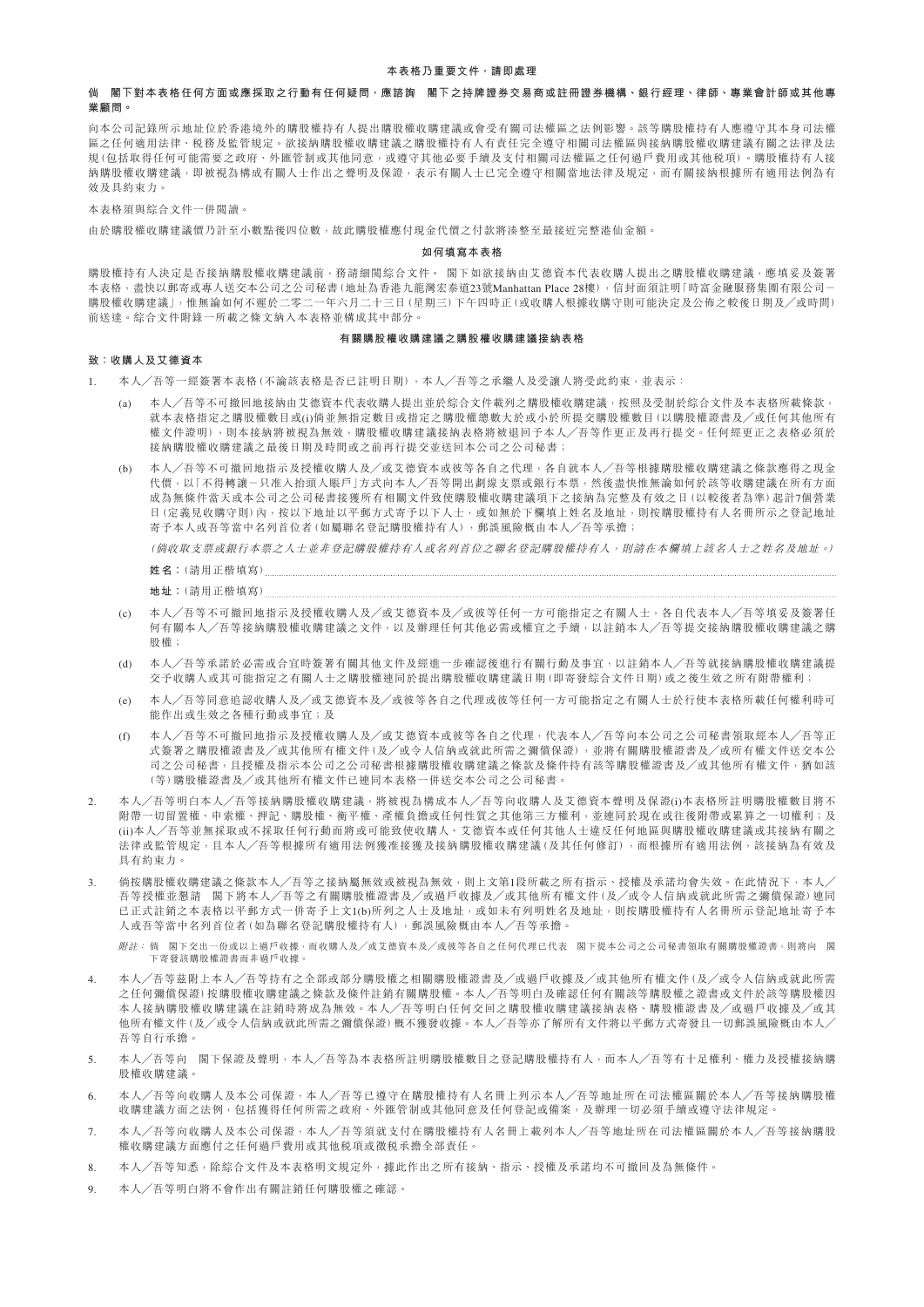**本表格乃重要文件，請即處理**

**倘　閣下對本表格任何方面或應採取之行動有任何疑問，應諮詢　閣下之持牌證券交易商或註冊證券機構、銀行經理、律師、專業會計師或其他專業顧問。**

向本公司記錄所示地址位於香港境外的購股權持有人提出購股權收購建議或會受有關司法權區之法例影響。該等購股權持有人應遵守其本身司法權區之任何適用法律、稅務及監管規定。欲接納購股權收購建議之購股權持有人有責任完全遵守相關司法權區與接納購股權收購建議有關之法律及法規(包括取得任何可能需要之政府、外匯管制或其他同意，或遵守其他必要手續及支付相關司法權區之任何過戶費用或其他稅項)。購股權持有人接納購股權收購建議，即被視為構成有關人士作出之聲明及保證，表示有關人士已完全遵守相關當地法律及規定，而有關接納根據所有適用法例為有效及具約束力。

本表格須與綜合文件一併閱讀。

由於購股權收購建議價乃計至小數點後四位數，故此購股權應付現金代價之付款將湊整至最接近完整港仙金額。

**如何填寫本表格**

購股權持有人決定是否接納購股權收購建議前，務請細閱綜合文件。　閣下如欲接納由艾德資本代表收購人提出之購股權收購建議，應填妥及簽署本表格，盡快以郵寄或專人送交本公司之公司秘書(地址為香港九龍灣宏泰道23號Manhattan Place 28樓)，信封面須註明「時富金融服務集團有限公司－購股權收購建議」，惟無論如何不遲於二零二一年六月二十三日(星期三)下午四時正(或收購人根據收購守則可能決定及公佈之較後日期及╱或時間)前送達。綜合文件附錄一所載之條文納入本表格並構成其中部分。

**有關購股權收購建議之購股權收購建議接納表格**

**致：收購人及艾德資本**

1. 本人╱吾等一經簽署本表格(不論該表格是否已註明日期)，本人╱吾等之承繼人及受讓人將受此約束，並表示：

   (a) 本人╱吾等不可撤回地接納由艾德資本代表收購人提出並於綜合文件載列之購股權收購建議，按照及受制於綜合文件及本表格所載條款，就本表格指定之購股權數目或(i)倘並無指定數目或指定之購股權總數大於或小於所提交購股權數目(以購股權證書及╱或任何其他所有權文件證明)，則本接納將被視為無效，購股權收購建議接納表格將被退回予本人╱吾等作更正及再行提交。任何經更正之表格必須於接納購股權收購建議之最後日期及時間或之前再行提交並送回本公司之公司秘書；

   (b) 本人╱吾等不可撤回地指示及授權收購人及╱或艾德資本或彼等各自之代理，各自就本人╱吾等根據購股權收購建議之條款應得之現金代價，以「不得轉讓－只准入抬頭人賬戶」方式向本人╱吾等開出劃線支票或銀行本票，然後盡快惟無論如何於該等收購建議在所有方面成為無條件當天或本公司之公司秘書接獲所有相關文件致使購股權收購建議項下之接納為完整及有效之日(以較後者為準)起計7個營業日(定義見收購守則)內，按以下地址以平郵方式寄予以下人士，或如無於下欄填上姓名及地址，則按購股權持有人名冊所示之登記地址寄予本人或吾等當中名列首位者(如屬聯名登記購股權持有人)，郵誤風險概由本人╱吾等承擔；

   *(倘收取支票或銀行本票之人士並非登記購股權持有人或名列首位之聯名登記購股權持有人，則請在本欄填上該名人士之姓名及地址。)*

   姓名：(請用正楷填寫) ..............................................................................

   地址：(請用正楷填寫) ..............................................................................

   (c) 本人╱吾等不可撤回地指示及授權收購人及╱或艾德資本及╱或彼等任何一方可能指定之有關人士，各自代表本人╱吾等填妥及簽署任何有關本人╱吾等接納購股權收購建議之文件，以及辦理任何其他必需或權宜之手續，以註銷本人╱吾等提交接納購股權收購建議之購股權；

   (d) 本人╱吾等承諾於必需或合宜時簽署有關其他文件及經進一步確認後進行有關行動及事宜，以註銷本人╱吾等就接納購股權收購建議提交予收購人或其可能指定之有關人士之購股權連同於提出購股權收購建議日期(即寄發綜合文件日期)或之後生效之所有附帶權利；

   (e) 本人╱吾等同意追認收購人及╱或艾德資本及╱或彼等各自之代理或彼等任何一方可能指定之有關人士於行使本表格所載任何權利時可能作出或生效之各種行動或事宜；及

   (f) 本人╱吾等不可撤回地指示及授權收購人及╱或艾德資本或彼等各自之代理，代表本人╱吾等向本公司之公司秘書領取經本人╱吾等正式簽署之購股權證書及╱或其他所有權文件(及╱或令人信納或就此所需之彌償保證)，並將有關購股權證書及╱或所有權文件送交本公司之公司秘書，且授權及指示本公司之公司秘書根據購股權收購建議之條款及條件持有該等購股權證書及╱或其他所有權文件，猶如該(等)購股權證書及╱或其他所有權文件已連同本表格一併送交本公司之公司秘書。

2. 本人╱吾等明白本人╱吾等接納購股權收購建議，將被視為構成本人╱吾等向收購人及艾德資本聲明及保證(i)本表格所註明購股權數目將不附帶一切留置權、申索權、押記、購股權、衡平權、產權負擔或任何性質之其他第三方權利，並連同於現在或往後附帶或累算之一切權利；及(ii)本人╱吾等並無採取或不採取任何行動而將或可能致使收購人、艾德資本或任何其他人士違反任何地區與購股權收購建議或其接納有關之法律或監管規定，且本人╱吾等根據所有適用法例獲准接獲及接納購股權收購建議(及其任何修訂)，而根據所有適用法例，該接納為有效及具有約束力。

3. 倘按購股權收購建議之條款本人╱吾等之接納屬無效或被視為無效，則上文第1段所載之所有指示、授權及承諾均會失效。在此情況下，本人╱吾等授權並懇請　閣下將本人╱吾等之有關購股權證書及╱或過戶收據及╱或其他所有權文件(及╱或令人信納或就此所需之彌償保證)連同已正式註銷之本表格以平郵方式一併寄予上文1(b)所列之人士及地址，或如未有列明姓名及地址，則按購股權持有人名冊所示登記地址寄予本人或吾等當中名列首位者(如為聯名登記購股權持有人)，郵誤風險概由本人╱吾等承擔。

   附註：倘　閣下交出一份或以上過戶收據，而收購人及╱或艾德資本及╱或彼等各自之任何代理已代表　閣下從本公司之公司秘書領取有關購股權證書，則將向　閣下寄發該購股權證書而非過戶收據。

4. 本人╱吾等茲附上本人╱吾等持有之全部或部分購股權之相關購股權證書及╱或過戶收據及╱或其他所有權文件(及╱或令人信納或就此所需之任何彌償保證)按購股權收購建議之條款及條件註銷有關購股權。本人╱吾等明白及確認任何有關該等購股權之證書或文件於該等購股權因本人接納購股權收購建議在註銷時將成為無效。本人╱吾等明白任何交回之購股權收購建議接納表格、購股權證書及╱或過戶收據及╱或其他所有權文件(及╱或令人信納或就此所需之彌償保證)概不獲發收據。本人╱吾等亦了解所有文件將以平郵方式寄發且一切郵誤風險概由本人╱吾等自行承擔。

5. 本人╱吾等向　閣下保證及聲明，本人╱吾等為本表格所註明購股權數目之登記購股權持有人，而本人╱吾等有十足權利、權力及授權接納購股權收購建議。

6. 本人╱吾等向收購人及本公司保證，本人╱吾等已遵守在購股權持有人名冊上列示本人╱吾等地址所在司法權區關於本人╱吾等接納購股權收購建議方面之法例，包括獲得任何所需之政府、外匯管制或其他同意及任何登記或備案，及辦理一切必須手續或遵守法律規定。

7. 本人╱吾等向收購人及本公司保證，本人╱吾等須就支付在購股權持有人名冊上載列本人╱吾等地址所在司法權區關於本人╱吾等接納購股權收購建議方面應付之任何過戶費用或其他稅項或徵稅承擔全部責任。

8. 本人╱吾等知悉，除綜合文件及本表格明文規定外，據此作出之所有接納、指示、授權及承諾均不可撤回及為無條件。

9. 本人╱吾等明白將不會作出有關註銷任何購股權之確認。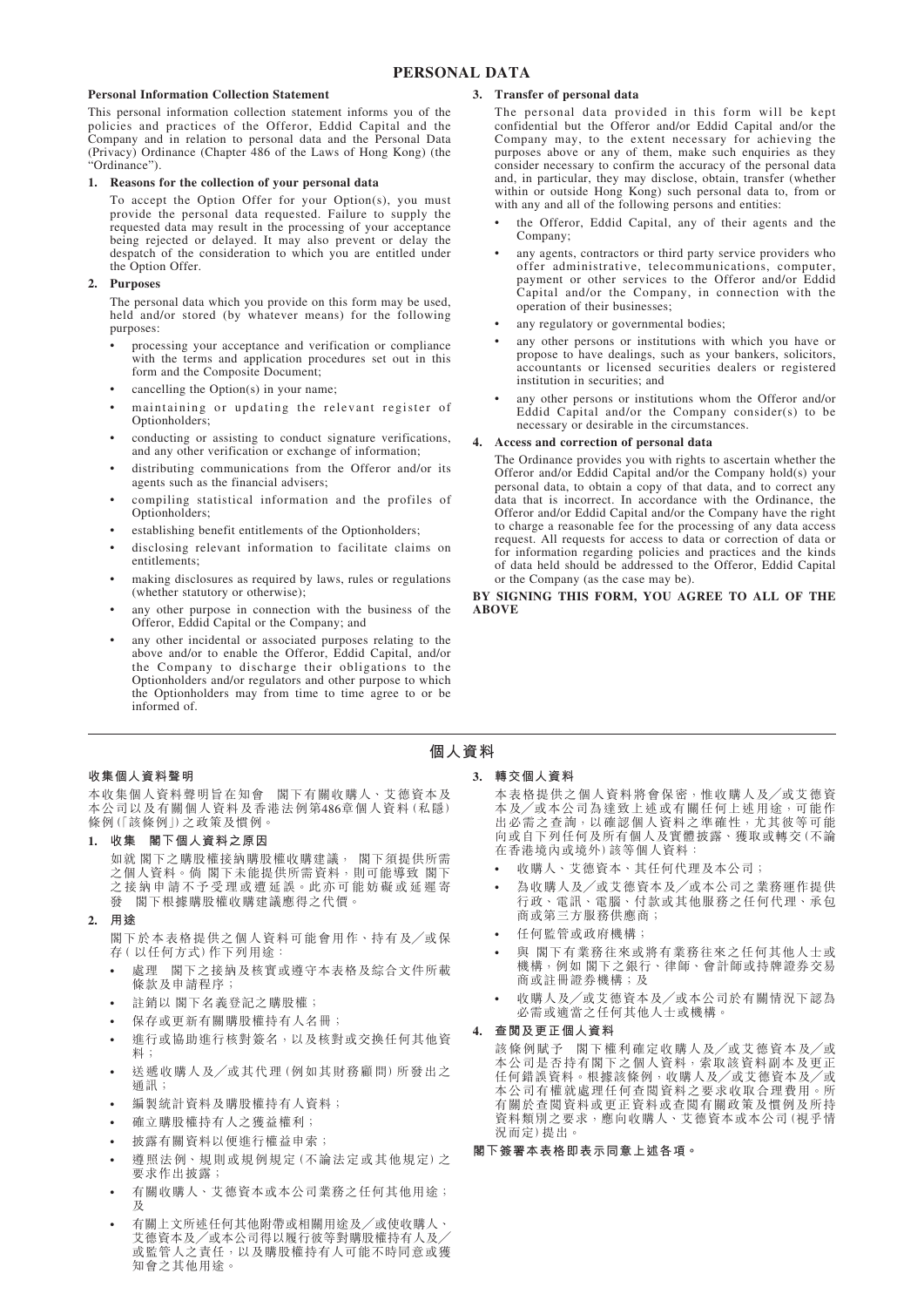# PERSONAL DATA

**Personal Information Collection Statement**

This personal information collection statement informs you of the policies and practices of the Offeror, Eddid Capital and the Company and in relation to personal data and the Personal Data (Privacy) Ordinance (Chapter 486 of the Laws of Hong Kong) (the "Ordinance").

**1. Reasons for the collection of your personal data**

To accept the Option Offer for your Option(s), you must provide the personal data requested. Failure to supply the requested data may result in the processing of your acceptance being rejected or delayed. It may also prevent or delay the despatch of the consideration to which you are entitled under the Option Offer.

**2. Purposes**

The personal data which you provide on this form may be used, held and/or stored (by whatever means) for the following purposes:

- processing your acceptance and verification or compliance with the terms and application procedures set out in this form and the Composite Document;
- cancelling the Option(s) in your name;
- maintaining or updating the relevant register of Optionholders;
- conducting or assisting to conduct signature verifications, and any other verification or exchange of information;
- distributing communications from the Offeror and/or its agents such as the financial advisers;
- compiling statistical information and the profiles of Optionholders;
- establishing benefit entitlements of the Optionholders;
- disclosing relevant information to facilitate claims on entitlements;
- making disclosures as required by laws, rules or regulations (whether statutory or otherwise);
- any other purpose in connection with the business of the Offeror, Eddid Capital or the Company; and
- any other incidental or associated purposes relating to the above and/or to enable the Offeror, Eddid Capital, and/or the Company to discharge their obligations to the Optionholders and/or regulators and other purpose to which the Optionholders may from time to time agree to or be informed of.

**3. Transfer of personal data**

The personal data provided in this form will be kept confidential but the Offeror and/or Eddid Capital and/or the Company may, to the extent necessary for achieving the purposes above or any of them, make such enquiries as they consider necessary to confirm the accuracy of the personal data and, in particular, they may disclose, obtain, transfer (whether within or outside Hong Kong) such personal data to, from or with any and all of the following persons and entities:

- the Offeror, Eddid Capital, any of their agents and the Company;
- any agents, contractors or third party service providers who offer administrative, telecommunications, computer, payment or other services to the Offeror and/or Eddid Capital and/or the Company, in connection with the operation of their businesses;
- any regulatory or governmental bodies;
- any other persons or institutions with which you have or propose to have dealings, such as your bankers, solicitors, accountants or licensed securities dealers or registered institution in securities; and
- any other persons or institutions whom the Offeror and/or Eddid Capital and/or the Company consider(s) to be necessary or desirable in the circumstances.

**4. Access and correction of personal data**

The Ordinance provides you with rights to ascertain whether the Offeror and/or Eddid Capital and/or the Company hold(s) your personal data, to obtain a copy of that data, and to correct any data that is incorrect. In accordance with the Ordinance, the Offeror and/or Eddid Capital and/or the Company have the right to charge a reasonable fee for the processing of any data access request. All requests for access to data or correction of data or for information regarding policies and practices and the kinds of data held should be addressed to the Offeror, Eddid Capital or the Company (as the case may be).

**BY SIGNING THIS FORM, YOU AGREE TO ALL OF THE ABOVE**

# 個人資料

**收集個人資料聲明**

本收集個人資料聲明旨在知會　閣下有關收購人、艾德資本及本公司以及有關個人資料及香港法例第486章個人資料(私隱)條例(「該條例」)之政策及慣例。

**1. 收集　閣下個人資料之原因**

如就 閣下之購股權接納購股權收購建議，閣下須提供所需之個人資料。倘 閣下未能提供所需資料，則可能導致 閣下之接納申請不予受理或遭延誤。此亦可能妨礙或延遲寄發　閣下根據購股權收購建議應得之代價。

**2. 用途**

閣下於本表格提供之個人資料可能會用作、持有及／或保存(以任何方式)作下列用途：

- 處理　閣下之接納及核實或遵守本表格及綜合文件所載條款及申請程序；
- 註銷以 閣下名義登記之購股權；
- 保存或更新有關購股權持有人名冊；
- 進行或協助進行核對簽名，以及核對或交換任何其他資料；
- 送遞收購人及／或其代理(例如其財務顧問)所發出之通訊；
- 編製統計資料及購股權持有人資料；
- 確立購股權持有人之獲益權利；
- 披露有關資料以便進行權益申索；
- 遵照法例、規則或規例規定(不論法定或其他規定)之要求作出披露；
- 有關收購人、艾德資本或本公司業務之任何其他用途；及
- 有關上文所述任何其他附帶或相關用途及／或使收購人、艾德資本及／或本公司得以履行彼等對購股權持有人及／或監管人之責任，以及購股權持有人可能不時同意或獲知會之其他用途。

**3. 轉交個人資料**

本表格提供之個人資料將會保密，惟收購人及／或艾德資本及／或本公司為達致上述或有關任何上述用途，可能作出必需之查詢，以確認個人資料之準確性，尤其彼等可能向或自下列任何及所有個人及實體披露、獲取或轉交(不論在香港境內或境外)該等個人資料：

- 收購人、艾德資本、其任何代理及本公司；
- 為收購人及／或艾德資本及／或本公司之業務運作提供行政、電訊、電腦、付款或其他服務之任何代理、承包商或第三方服務供應商；
- 任何監管或政府機構；
- 與 閣下有業務往來或將有業務往來之任何其他人士或機構，例如 閣下之銀行、律師、會計師或持牌證券交易商或註冊證券機構；及
- 收購人及／或艾德資本及／或本公司於有關情況下認為必需或適當之任何其他人士或機構。

**4. 查閱及更正個人資料**

該條例賦予　閣下權利確定收購人及／或艾德資本及／或本公司是否持有閣下之個人資料，索取該資料副本及更正任何錯誤資料。根據該條例，收購人及／或艾德資本及／或本公司有權就處理任何查閱資料之要求收取合理費用。所有關於查閱資料或更正資料或查閱有關政策及慣例及所持資料類別之要求，應向收購人、艾德資本或本公司(視乎情況而定)提出。

**閣下簽署本表格即表示同意上述各項。**